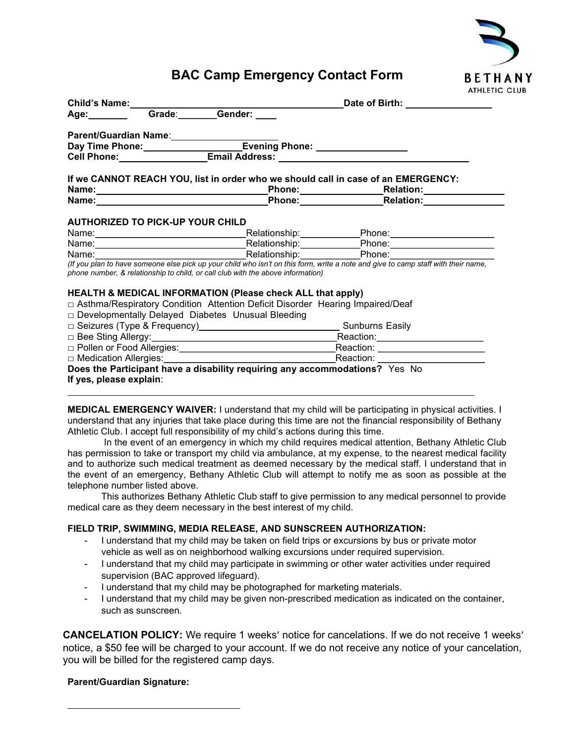BETHANY ATHLETIC CLUB

# BAC Camp Emergency Contact Form

**Child's Name:**\_\_\_\_\_\_\_\_\_\_\_\_\_\_\_\_\_\_\_\_\_\_\_\_\_\_\_\_\_\_\_\_\_\_\_\_\_\_\_\_ **Date of Birth:** \_\_\_\_\_\_\_\_\_\_\_\_\_\_\_\_
**Age:**\_\_\_\_\_\_\_ **Grade**:\_\_\_\_\_\_\_**Gender:** \_\_\_\_

**Parent/Guardian Name**:\_\_\_\_\_\_\_\_\_\_\_\_\_\_\_\_\_\_\_\_\_
**Day Time Phone:**\_\_\_\_\_\_\_\_\_\_\_\_\_\_\_\_\_\_\_**Evening Phone:** \_\_\_\_\_\_\_\_\_\_\_\_\_\_\_\_\_
**Cell Phone:**\_\_\_\_\_\_\_\_\_\_\_\_\_\_\_\_\_**Email Address:** \_\_\_\_\_\_\_\_\_\_\_\_\_\_\_\_\_\_\_\_\_\_\_\_\_\_\_\_\_\_\_\_\_\_\_\_

**If we CANNOT REACH YOU, list in order who we should call in case of an EMERGENCY:**
**Name:**\_\_\_\_\_\_\_\_\_\_\_\_\_\_\_\_\_\_\_\_\_\_\_\_\_\_\_\_\_\_\_\_\_\_**Phone:**\_\_\_\_\_\_\_\_\_\_\_\_\_\_\_\_**Relation:**\_\_\_\_\_\_\_\_\_\_\_\_\_\_\_\_
**Name:**\_\_\_\_\_\_\_\_\_\_\_\_\_\_\_\_\_\_\_\_\_\_\_\_\_\_\_\_\_\_\_\_\_\_**Phone:**\_\_\_\_\_\_\_\_\_\_\_\_\_\_\_\_**Relation:**\_\_\_\_\_\_\_\_\_\_\_\_\_\_\_\_

**AUTHORIZED TO PICK-UP YOUR CHILD**
Name:\_\_\_\_\_\_\_\_\_\_\_\_\_\_\_\_\_\_\_\_\_\_\_\_\_\_\_\_\_\_Relationship:\_\_\_\_\_\_\_\_\_\_\_\_Phone:\_\_\_\_\_\_\_\_\_\_\_\_\_\_\_\_\_\_\_\_\_
Name:\_\_\_\_\_\_\_\_\_\_\_\_\_\_\_\_\_\_\_\_\_\_\_\_\_\_\_\_\_\_Relationship:\_\_\_\_\_\_\_\_\_\_\_\_Phone:\_\_\_\_\_\_\_\_\_\_\_\_\_\_\_\_\_\_\_\_\_
Name:\_\_\_\_\_\_\_\_\_\_\_\_\_\_\_\_\_\_\_\_\_\_\_\_\_\_\_\_\_\_Relationship:\_\_\_\_\_\_\_\_\_\_\_\_Phone:\_\_\_\_\_\_\_\_\_\_\_\_\_\_\_\_\_\_\_\_\_
*(If you plan to have someone else pick up your child who isn't on this form, write a note and give to camp staff with their name, phone number, & relationship to child, or call club with the above information)*

**HEALTH & MEDICAL INFORMATION (Please check ALL that apply)**
□ Asthma/Respiratory Condition Attention Deficit Disorder Hearing Impaired/Deaf
□ Developmentally Delayed Diabetes Unusual Bleeding
□ Seizures (Type & Frequency)\_\_\_\_\_\_\_\_\_\_\_\_\_\_\_\_\_\_\_\_\_\_\_\_\_\_\_\_ Sunburns Easily
□ Bee Sting Allergy:\_\_\_\_\_\_\_\_\_\_\_\_\_\_\_\_\_\_\_\_\_\_\_\_\_\_\_\_\_\_\_\_\_\_\_\_Reaction:\_\_\_\_\_\_\_\_\_\_\_\_\_\_\_\_\_\_\_\_\_
□ Pollen or Food Allergies:\_\_\_\_\_\_\_\_\_\_\_\_\_\_\_\_\_\_\_\_\_\_\_\_\_\_\_\_\_\_\_Reaction: \_\_\_\_\_\_\_\_\_\_\_\_\_\_\_\_\_\_\_\_\_
□ Medication Allergies:\_\_\_\_\_\_\_\_\_\_\_\_\_\_\_\_\_\_\_\_\_\_\_\_\_\_\_\_\_\_\_\_\_Reaction: \_\_\_\_\_\_\_\_\_\_\_\_\_\_\_\_\_\_\_\_\_
**Does the Participant have a disability requiring any accommodations?** Yes No
**If yes, please explain**:
\_\_\_\_\_\_\_\_\_\_\_\_\_\_\_\_\_\_\_\_\_\_\_\_\_\_\_\_\_\_\_\_\_\_\_\_\_\_\_\_\_\_\_\_\_\_\_\_\_\_\_\_\_\_\_\_\_\_\_\_\_\_\_\_\_\_\_\_\_\_\_\_\_\_\_\_\_\_\_\_\_\_\_

**MEDICAL EMERGENCY WAIVER:** I understand that my child will be participating in physical activities. I understand that any injuries that take place during this time are not the financial responsibility of Bethany Athletic Club. I accept full responsibility of my child's actions during this time.

In the event of an emergency in which my child requires medical attention, Bethany Athletic Club has permission to take or transport my child via ambulance, at my expense, to the nearest medical facility and to authorize such medical treatment as deemed necessary by the medical staff. I understand that in the event of an emergency, Bethany Athletic Club will attempt to notify me as soon as possible at the telephone number listed above.

This authorizes Bethany Athletic Club staff to give permission to any medical personnel to provide medical care as they deem necessary in the best interest of my child.

**FIELD TRIP, SWIMMING, MEDIA RELEASE, AND SUNSCREEN AUTHORIZATION:**

- I understand that my child may be taken on field trips or excursions by bus or private motor vehicle as well as on neighborhood walking excursions under required supervision.
- I understand that my child may participate in swimming or other water activities under required supervision (BAC approved lifeguard).
- I understand that my child may be photographed for marketing materials.
- I understand that my child may be given non-prescribed medication as indicated on the container, such as sunscreen.

**CANCELATION POLICY:** We require 1 weeks' notice for cancelations. If we do not receive 1 weeks' notice, a $50 fee will be charged to your account. If we do not receive any notice of your cancelation, you will be billed for the registered camp days.

**Parent/Guardian Signature:**

\_\_\_\_\_\_\_\_\_\_\_\_\_\_\_\_\_\_\_\_\_\_\_\_\_\_\_\_\_\_\_\_\_\_\_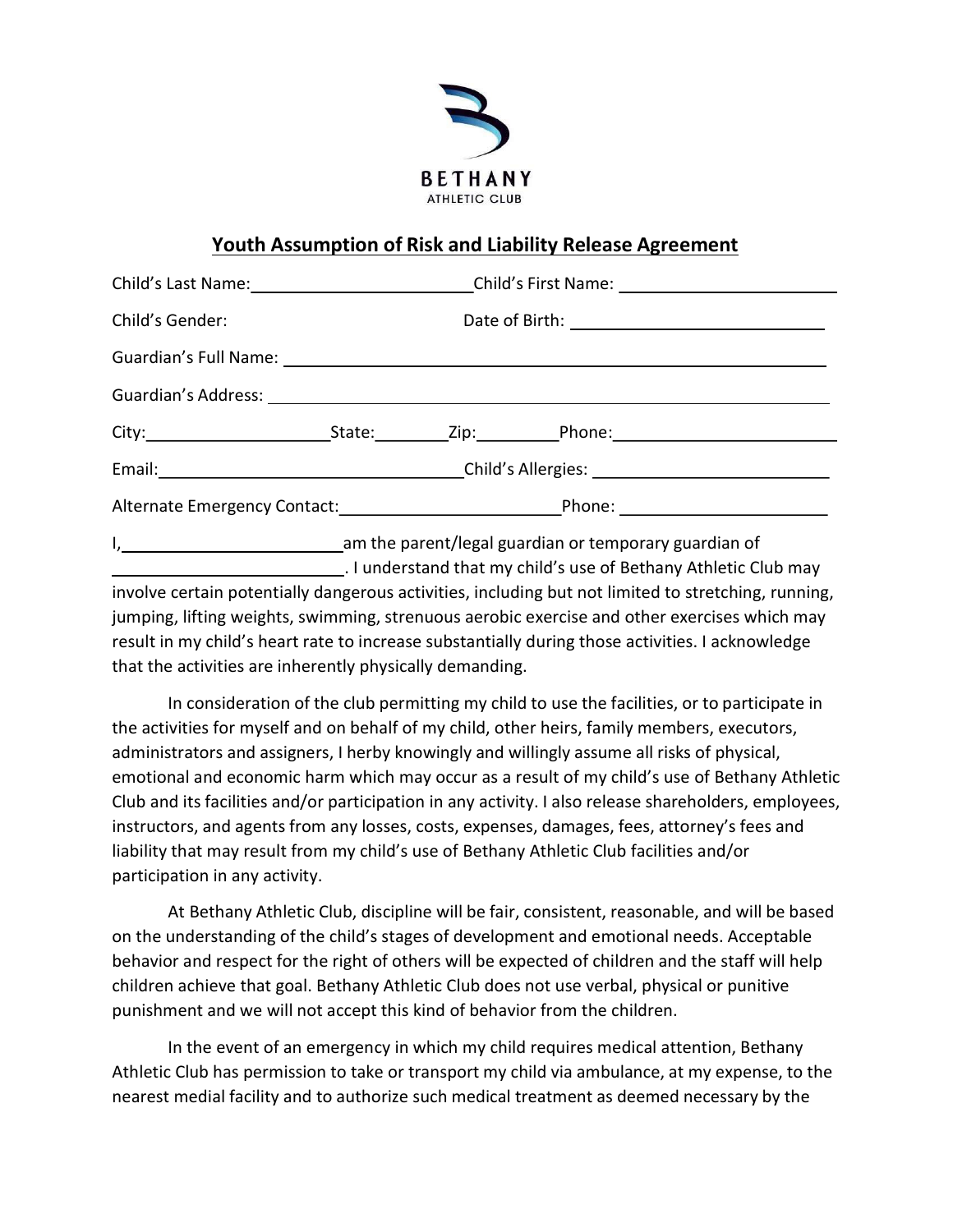BETHANY
ATHLETIC CLUB

## Youth Assumption of Risk and Liability Release Agreement

Child's Last Name: ________________________ Child's First Name: ________________________

Child's Gender: Date of Birth: ________________________

Guardian's Full Name: ________________________________________________

Guardian's Address: ________________________________________________

City: ________________ State: ________ Zip: ________ Phone: ________________________

Email: ________________________________ Child's Allergies: ________________________

Alternate Emergency Contact: ________________________ Phone: ________________________

I, ________________________ am the parent/legal guardian or temporary guardian of ________________________. I understand that my child's use of Bethany Athletic Club may involve certain potentially dangerous activities, including but not limited to stretching, running, jumping, lifting weights, swimming, strenuous aerobic exercise and other exercises which may result in my child's heart rate to increase substantially during those activities. I acknowledge that the activities are inherently physically demanding.

In consideration of the club permitting my child to use the facilities, or to participate in the activities for myself and on behalf of my child, other heirs, family members, executors, administrators and assigners, I herby knowingly and willingly assume all risks of physical, emotional and economic harm which may occur as a result of my child's use of Bethany Athletic Club and its facilities and/or participation in any activity. I also release shareholders, employees, instructors, and agents from any losses, costs, expenses, damages, fees, attorney's fees and liability that may result from my child's use of Bethany Athletic Club facilities and/or participation in any activity.

At Bethany Athletic Club, discipline will be fair, consistent, reasonable, and will be based on the understanding of the child's stages of development and emotional needs. Acceptable behavior and respect for the right of others will be expected of children and the staff will help children achieve that goal. Bethany Athletic Club does not use verbal, physical or punitive punishment and we will not accept this kind of behavior from the children.

In the event of an emergency in which my child requires medical attention, Bethany Athletic Club has permission to take or transport my child via ambulance, at my expense, to the nearest medial facility and to authorize such medical treatment as deemed necessary by the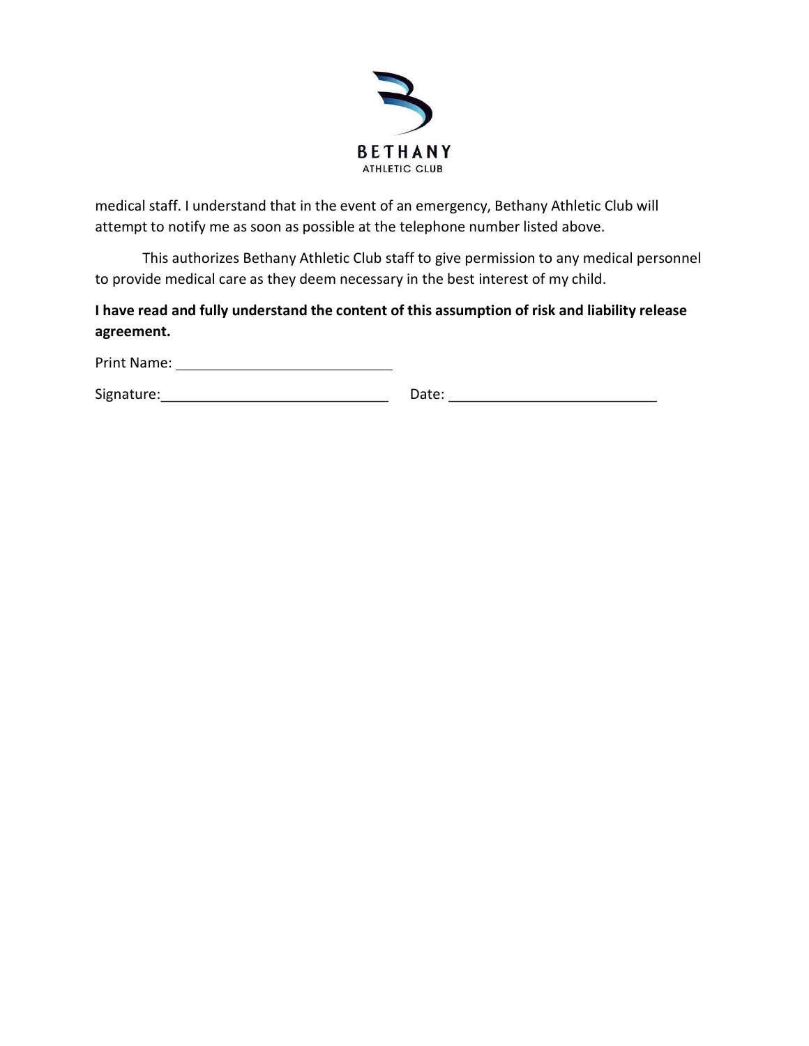medical staff. I understand that in the event of an emergency, Bethany Athletic Club will attempt to notify me as soon as possible at the telephone number listed above.

This authorizes Bethany Athletic Club staff to give permission to any medical personnel to provide medical care as they deem necessary in the best interest of my child.

**I have read and fully understand the content of this assumption of risk and liability release agreement.**

Print Name: ___________________________

Signature: _____________________________ Date: ___________________________